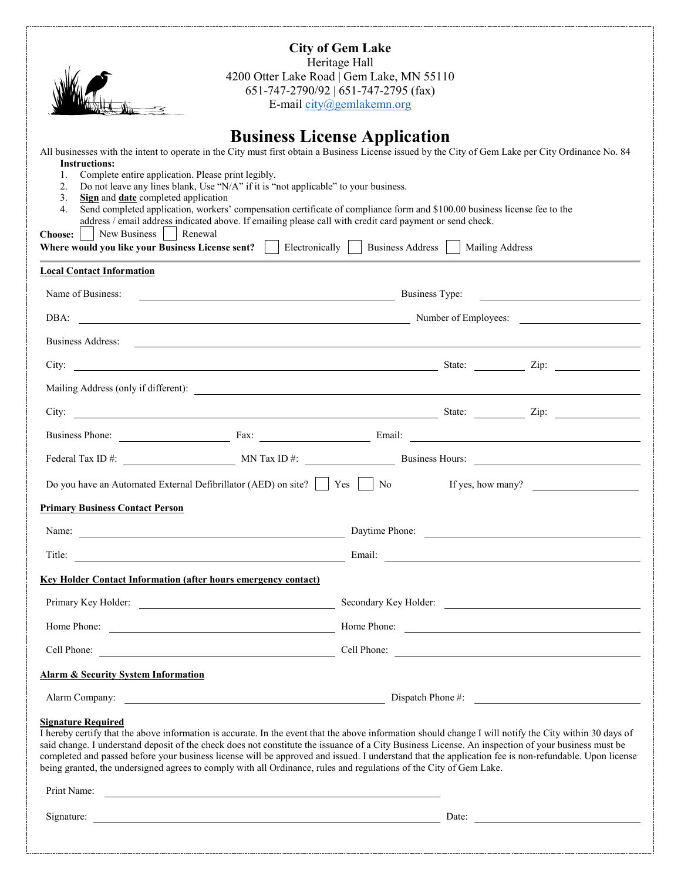**City of Gem Lake**
Heritage Hall
4200 Otter Lake Road | Gem Lake, MN 55110
651-747-2790/92 | 651-747-2795 (fax)
E-mail city@gemlakemn.org

# Business License Application

All businesses with the intent to operate in the City must first obtain a Business License issued by the City of Gem Lake per City Ordinance No. 84

**Instructions:**

1. Complete entire application. Please print legibly.
2. Do not leave any lines blank, Use "N/A" if it is "not applicable" to your business.
3. **Sign** and **date** completed application
4. Send completed application, workers' compensation certificate of compliance form and $100.00 business license fee to the address / email address indicated above. If emailing please call with credit card payment or send check.

**Choose:** ☐ New Business ☐ Renewal

**Where would you like your Business License sent?** ☐ Electronically ☐ Business Address ☐ Mailing Address

## Local Contact Information

Name of Business: ______________________ Business Type: ______________________

DBA: ______________________ Number of Employees: ______________________

Business Address: ______________________

City: ______________________ State: __________ Zip: __________

Mailing Address (only if different): ______________________

City: ______________________ State: __________ Zip: __________

Business Phone: ______________ Fax: ______________ Email: ______________________

Federal Tax ID #: ______________ MN Tax ID #: ______________ Business Hours: ______________________

Do you have an Automated External Defibrillator (AED) on site? ☐ Yes ☐ No If yes, how many? __________

## Primary Business Contact Person

Name: ______________________ Daytime Phone: ______________________

Title: ______________________ Email: ______________________

## Key Holder Contact Information (after hours emergency contact)

Primary Key Holder: ______________________ Secondary Key Holder: ______________________

Home Phone: ______________________ Home Phone: ______________________

Cell Phone: ______________________ Cell Phone: ______________________

## Alarm & Security System Information

Alarm Company: ______________________ Dispatch Phone #: ______________________

## Signature Required

I hereby certify that the above information is accurate. In the event that the above information should change I will notify the City within 30 days of said change. I understand deposit of the check does not constitute the issuance of a City Business License. An inspection of your business must be completed and passed before your business license will be approved and issued. I understand that the application fee is non-refundable. Upon license being granted, the undersigned agrees to comply with all Ordinance, rules and regulations of the City of Gem Lake.

Print Name: ______________________

Signature: ______________________ Date: ______________________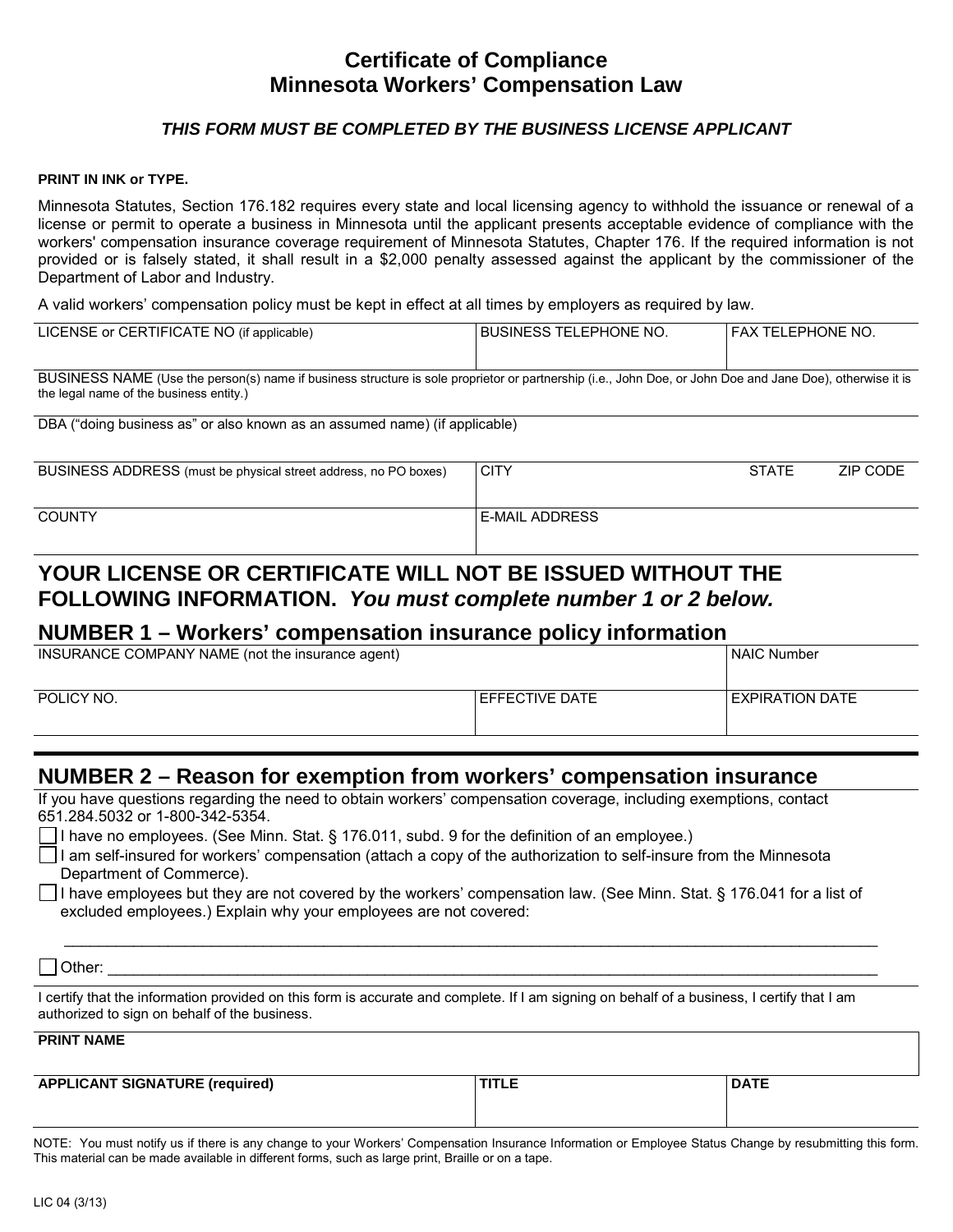# Certificate of Compliance
# Minnesota Workers' Compensation Law

***THIS FORM MUST BE COMPLETED BY THE BUSINESS LICENSE APPLICANT***

**PRINT IN INK or TYPE.**

Minnesota Statutes, Section 176.182 requires every state and local licensing agency to withhold the issuance or renewal of a license or permit to operate a business in Minnesota until the applicant presents acceptable evidence of compliance with the workers' compensation insurance coverage requirement of Minnesota Statutes, Chapter 176. If the required information is not provided or is falsely stated, it shall result in a $2,000 penalty assessed against the applicant by the commissioner of the Department of Labor and Industry.

A valid workers' compensation policy must be kept in effect at all times by employers as required by law.

| LICENSE or CERTIFICATE NO (if applicable) | BUSINESS TELEPHONE NO. | FAX TELEPHONE NO. |
|---|---|---|
| | | |

BUSINESS NAME (Use the person(s) name if business structure is sole proprietor or partnership (i.e., John Doe, or John Doe and Jane Doe), otherwise it is the legal name of the business entity.)

DBA ("doing business as" or also known as an assumed name) (if applicable)

| BUSINESS ADDRESS (must be physical street address, no PO boxes) | CITY | STATE | ZIP CODE |
|---|---|---|---|
| | | | |

| COUNTY | E-MAIL ADDRESS |
|---|---|
| | |

## YOUR LICENSE OR CERTIFICATE WILL NOT BE ISSUED WITHOUT THE FOLLOWING INFORMATION. *You must complete number 1 or 2 below.*

## NUMBER 1 – Workers' compensation insurance policy information

| INSURANCE COMPANY NAME (not the insurance agent) | | NAIC Number |
|---|---|---|
| POLICY NO. | EFFECTIVE DATE | EXPIRATION DATE |
| | | |

## NUMBER 2 – Reason for exemption from workers' compensation insurance

If you have questions regarding the need to obtain workers' compensation coverage, including exemptions, contact 651.284.5032 or 1-800-342-5354.

- ☐ I have no employees. (See Minn. Stat. § 176.011, subd. 9 for the definition of an employee.)
- ☐ I am self-insured for workers' compensation (attach a copy of the authorization to self-insure from the Minnesota Department of Commerce).
- ☐ I have employees but they are not covered by the workers' compensation law. (See Minn. Stat. § 176.041 for a list of excluded employees.) Explain why your employees are not covered:

  ______________________________________________________________________________

- ☐ Other: ______________________________________________________________________

I certify that the information provided on this form is accurate and complete. If I am signing on behalf of a business, I certify that I am authorized to sign on behalf of the business.

**PRINT NAME**

| APPLICANT SIGNATURE (required) | TITLE | DATE |
|---|---|---|
| | | |

NOTE: You must notify us if there is any change to your Workers' Compensation Insurance Information or Employee Status Change by resubmitting this form. This material can be made available in different forms, such as large print, Braille or on a tape.

LIC 04 (3/13)